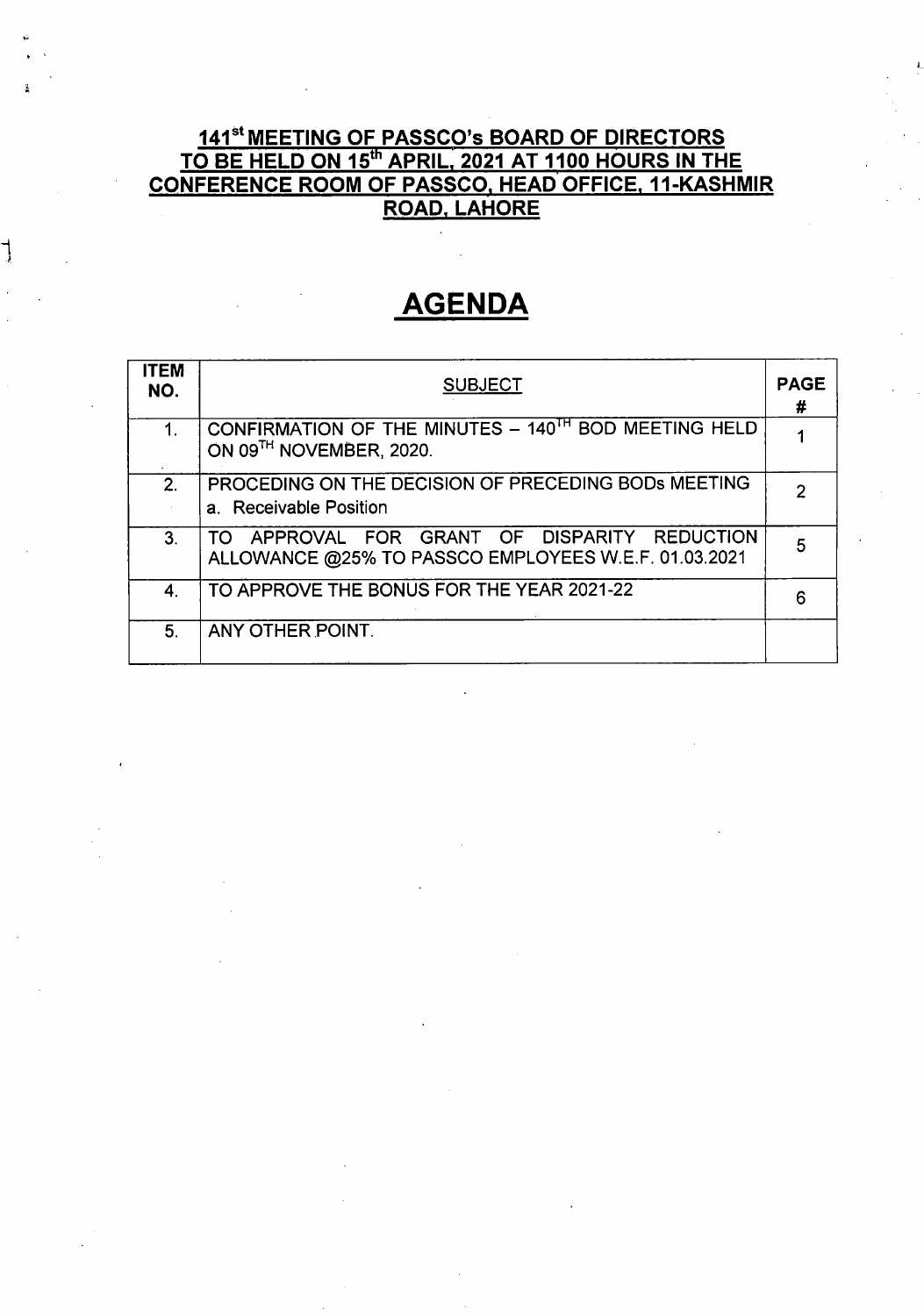# 141st MEETING OF PASSCO's BOARD OF DIRECTORS TO BE HELD ON 15th APRIL, 2021 AT 1100 HOURS IN THE CONFERENCE ROOM OF PASSCO, HEAD OFFICE, 11-KASHMIR ROAD, LAHORE

## AGENDA

| ITEM NO. | SUBJECT | PAGE # |
|---|---|---|
| 1. | CONFIRMATION OF THE MINUTES – 140TH BOD MEETING HELD ON 09TH NOVEMBER, 2020. | 1 |
| 2. | PROCEDING ON THE DECISION OF PRECEDING BODs MEETING<br>a. Receivable Position | 2 |
| 3. | TO APPROVAL FOR GRANT OF DISPARITY REDUCTION ALLOWANCE @25% TO PASSCO EMPLOYEES W.E.F. 01.03.2021 | 5 |
| 4. | TO APPROVE THE BONUS FOR THE YEAR 2021-22 | 6 |
| 5. | ANY OTHER POINT. | |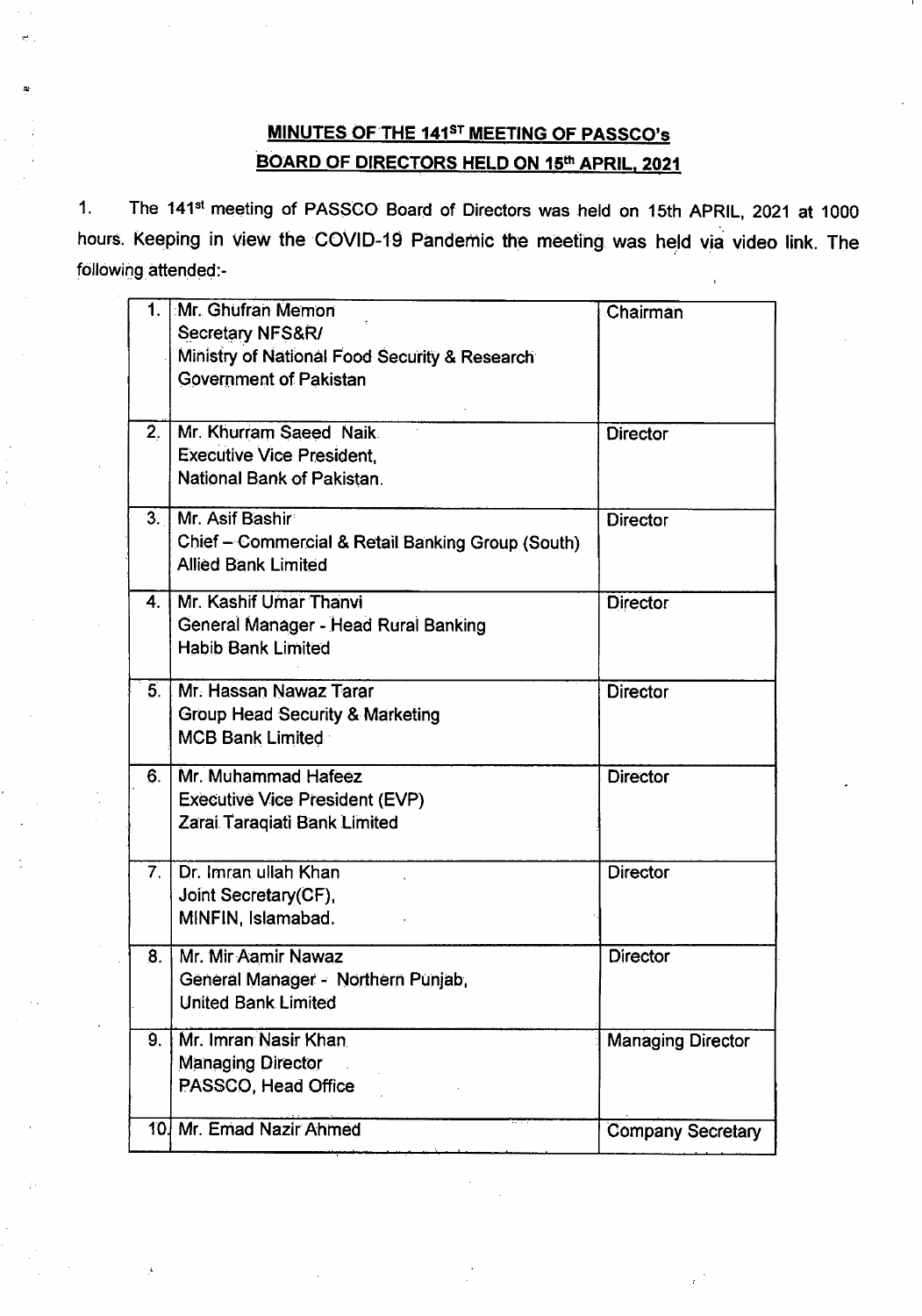# MINUTES OF THE 141ST MEETING OF PASSCO's BOARD OF DIRECTORS HELD ON 15th APRIL, 2021

1. The 141st meeting of PASSCO Board of Directors was held on 15th APRIL, 2021 at 1000 hours. Keeping in view the COVID-19 Pandemic the meeting was held via video link. The following attended:-

| | | |
|---|---|---|
| 1. | Mr. Ghufran Memon<br>Secretary NFS&R/<br>Ministry of National Food Security & Research<br>Government of Pakistan | Chairman |
| 2. | Mr. Khurram Saeed Naik<br>Executive Vice President,<br>National Bank of Pakistan. | Director |
| 3. | Mr. Asif Bashir<br>Chief – Commercial & Retail Banking Group (South)<br>Allied Bank Limited | Director |
| 4. | Mr. Kashif Umar Thanvi<br>General Manager - Head Rural Banking<br>Habib Bank Limited | Director |
| 5. | Mr. Hassan Nawaz Tarar<br>Group Head Security & Marketing<br>MCB Bank Limited | Director |
| 6. | Mr. Muhammad Hafeez<br>Executive Vice President (EVP)<br>Zarai Taraqiati Bank Limited | Director |
| 7. | Dr. Imran ullah Khan<br>Joint Secretary(CF),<br>MINFIN, Islamabad. | Director |
| 8. | Mr. Mir Aamir Nawaz<br>General Manager - Northern Punjab,<br>United Bank Limited | Director |
| 9. | Mr. Imran Nasir Khan<br>Managing Director<br>PASSCO, Head Office | Managing Director |
| 10. | Mr. Emad Nazir Ahmed | Company Secretary |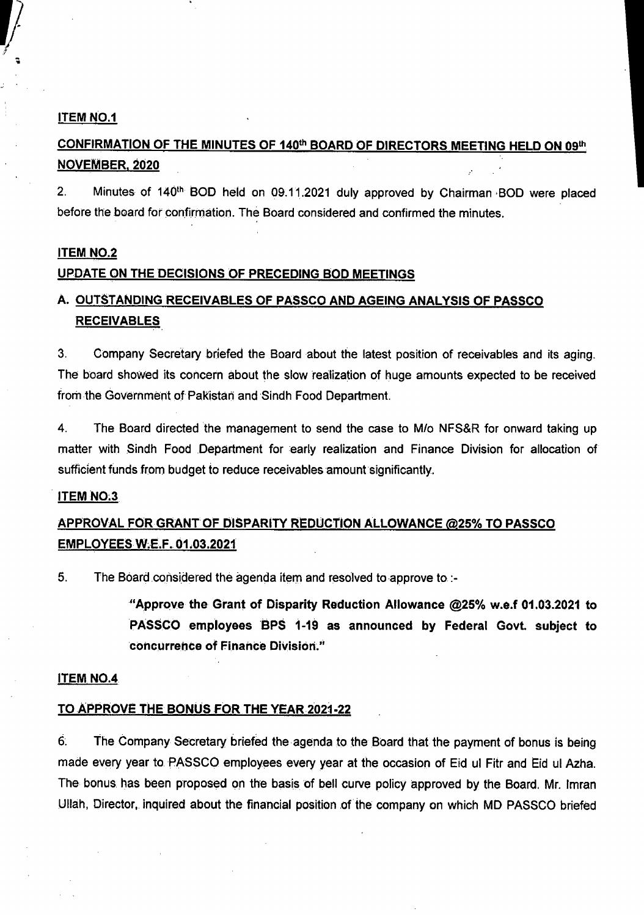**ITEM NO.1**

**CONFIRMATION OF THE MINUTES OF 140th BOARD OF DIRECTORS MEETING HELD ON 09th NOVEMBER, 2020**

2. Minutes of 140th BOD held on 09.11.2021 duly approved by Chairman BOD were placed before the board for confirmation. The Board considered and confirmed the minutes.

**ITEM NO.2**

**UPDATE ON THE DECISIONS OF PRECEDING BOD MEETINGS**

**A. OUTSTANDING RECEIVABLES OF PASSCO AND AGEING ANALYSIS OF PASSCO RECEIVABLES**

3. Company Secretary briefed the Board about the latest position of receivables and its aging. The board showed its concern about the slow realization of huge amounts expected to be received from the Government of Pakistan and Sindh Food Department.

4. The Board directed the management to send the case to M/o NFS&R for onward taking up matter with Sindh Food Department for early realization and Finance Division for allocation of sufficient funds from budget to reduce receivables amount significantly.

**ITEM NO.3**

**APPROVAL FOR GRANT OF DISPARITY REDUCTION ALLOWANCE @25% TO PASSCO EMPLOYEES W.E.F. 01.03.2021**

5. The Board considered the agenda item and resolved to approve to :-

> **"Approve the Grant of Disparity Reduction Allowance @25% w.e.f 01.03.2021 to PASSCO employees BPS 1-19 as announced by Federal Govt. subject to concurrence of Finance Division."**

**ITEM NO.4**

**TO APPROVE THE BONUS FOR THE YEAR 2021-22**

6. The Company Secretary briefed the agenda to the Board that the payment of bonus is being made every year to PASSCO employees every year at the occasion of Eid ul Fitr and Eid ul Azha. The bonus has been proposed on the basis of bell curve policy approved by the Board. Mr. Imran Ullah, Director, inquired about the financial position of the company on which MD PASSCO briefed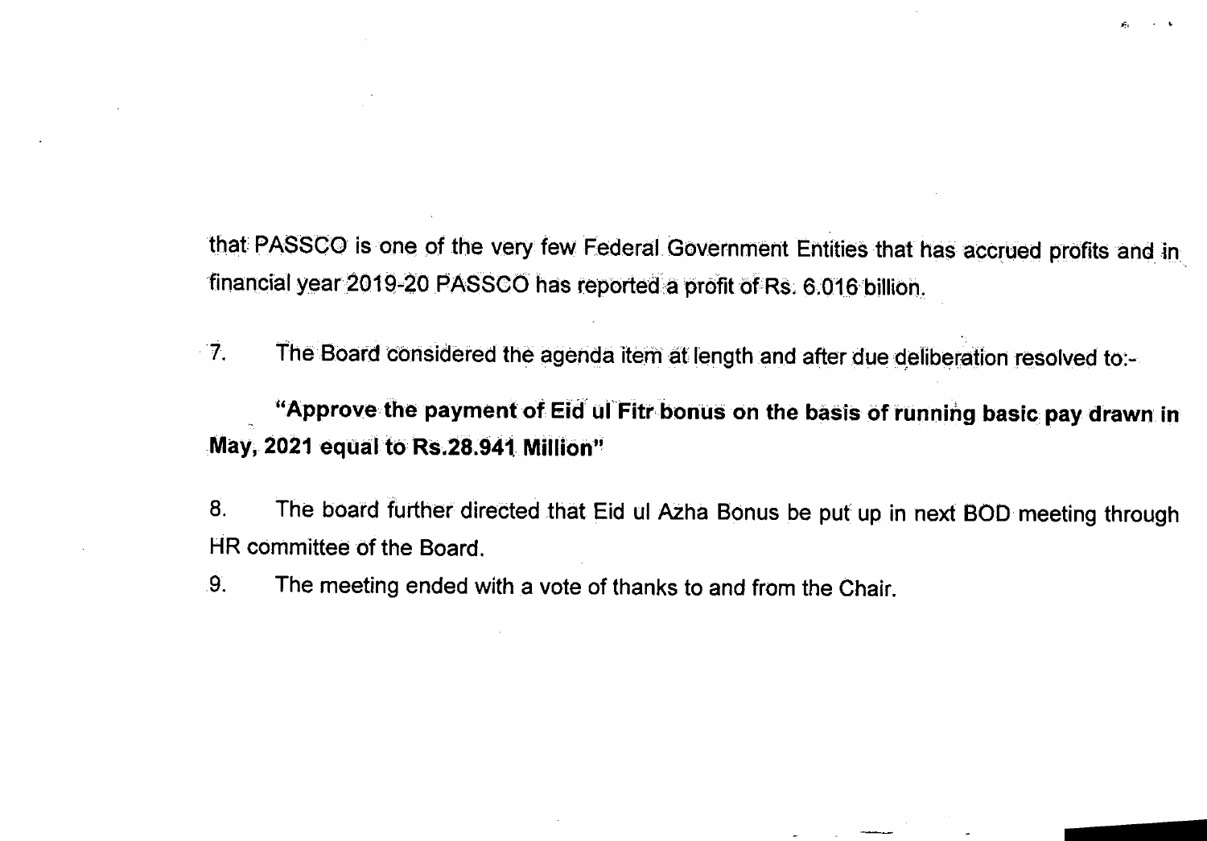that PASSCO is one of the very few Federal Government Entities that has accrued profits and in financial year 2019-20 PASSCO has reported a profit of Rs. 6.016 billion.

7. The Board considered the agenda item at length and after due deliberation resolved to:-

**"Approve the payment of Eid ul Fitr bonus on the basis of running basic pay drawn in May, 2021 equal to Rs.28.941 Million"**

8. The board further directed that Eid ul Azha Bonus be put up in next BOD meeting through HR committee of the Board.

9. The meeting ended with a vote of thanks to and from the Chair.